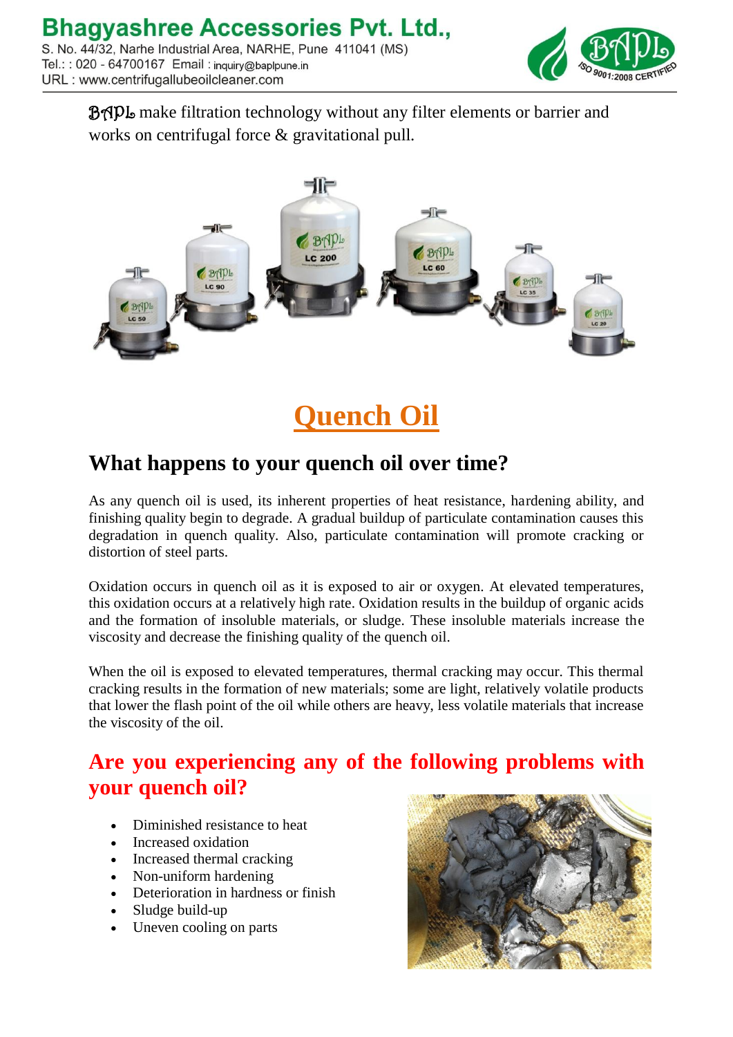Bhagyashree Accessories Pvt. Ltd.,

S. No. 44/32, Narhe Industrial Area, NARHE, Pune 411041 (MS)
Tel.: : 020 - 64700167 Email : inquiry@baplpune.in
URL : www.centrifugallubeoilcleaner.com

BAPL make filtration technology without any filter elements or barrier and works on centrifugal force & gravitational pull.

# Quench Oil

## What happens to your quench oil over time?

As any quench oil is used, its inherent properties of heat resistance, hardening ability, and finishing quality begin to degrade. A gradual buildup of particulate contamination causes this degradation in quench quality. Also, particulate contamination will promote cracking or distortion of steel parts.

Oxidation occurs in quench oil as it is exposed to air or oxygen. At elevated temperatures, this oxidation occurs at a relatively high rate. Oxidation results in the buildup of organic acids and the formation of insoluble materials, or sludge. These insoluble materials increase the viscosity and decrease the finishing quality of the quench oil.

When the oil is exposed to elevated temperatures, thermal cracking may occur. This thermal cracking results in the formation of new materials; some are light, relatively volatile products that lower the flash point of the oil while others are heavy, less volatile materials that increase the viscosity of the oil.

## Are you experiencing any of the following problems with your quench oil?

- Diminished resistance to heat
- Increased oxidation
- Increased thermal cracking
- Non-uniform hardening
- Deterioration in hardness or finish
- Sludge build-up
- Uneven cooling on parts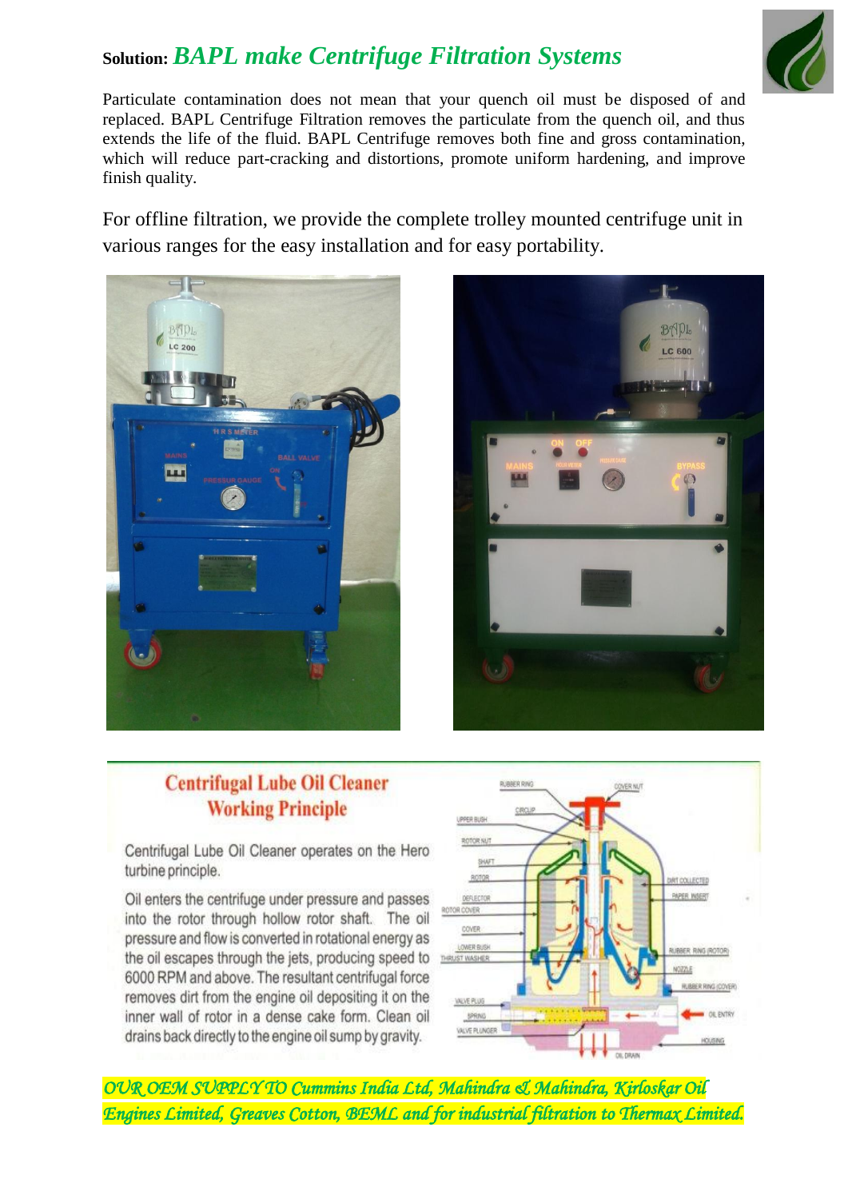## **Solution:** *BAPL make Centrifuge Filtration Systems*

Particulate contamination does not mean that your quench oil must be disposed of and replaced. BAPL Centrifuge Filtration removes the particulate from the quench oil, and thus extends the life of the fluid. BAPL Centrifuge removes both fine and gross contamination, which will reduce part-cracking and distortions, promote uniform hardening, and improve finish quality.

For offline filtration, we provide the complete trolley mounted centrifuge unit in various ranges for the easy installation and for easy portability.

### Centrifugal Lube Oil Cleaner Working Principle

Centrifugal Lube Oil Cleaner operates on the Hero turbine principle.

Oil enters the centrifuge under pressure and passes into the rotor through hollow rotor shaft. The oil pressure and flow is converted in rotational energy as the oil escapes through the jets, producing speed to 6000 RPM and above. The resultant centrifugal force removes dirt from the engine oil depositing it on the inner wall of rotor in a dense cake form. Clean oil drains back directly to the engine oil sump by gravity.

*OUR OEM SUPPLY TO Cummins India Ltd, Mahindra & Mahindra, Kirloskar Oil Engines Limited, Greaves Cotton, BEML and for industrial filtration to Thermax Limited.*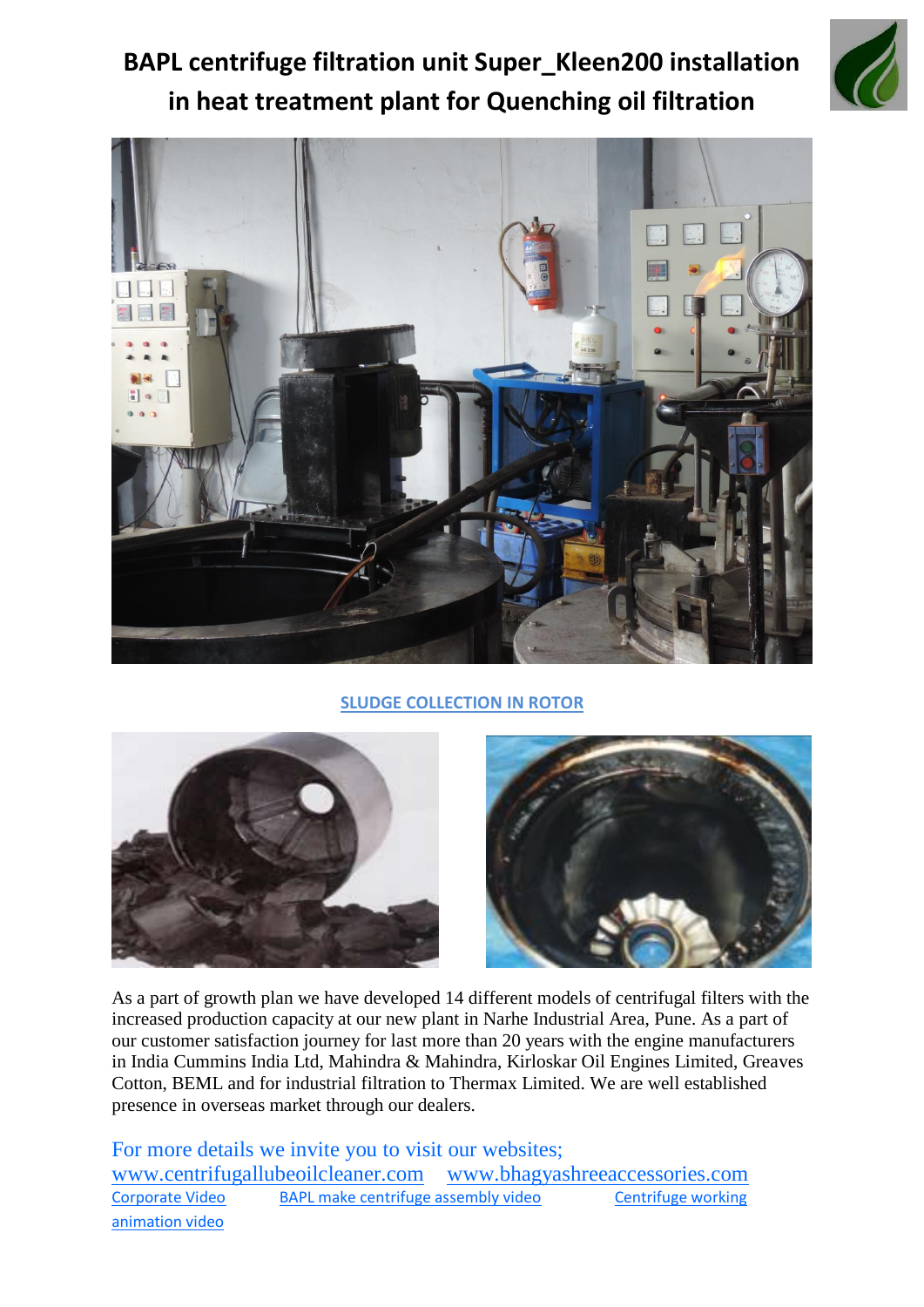# BAPL centrifuge filtration unit Super_Kleen200 installation in heat treatment plant for Quenching oil filtration

**SLUDGE COLLECTION IN ROTOR**

As a part of growth plan we have developed 14 different models of centrifugal filters with the increased production capacity at our new plant in Narhe Industrial Area, Pune. As a part of our customer satisfaction journey for last more than 20 years with the engine manufacturers in India Cummins India Ltd, Mahindra & Mahindra, Kirloskar Oil Engines Limited, Greaves Cotton, BEML and for industrial filtration to Thermax Limited. We are well established presence in overseas market through our dealers.

For more details we invite you to visit our websites;
www.centrifugallubeoilcleaner.com www.bhagyashreeaccessories.com
Corporate Video BAPL make centrifuge assembly video Centrifuge working animation video